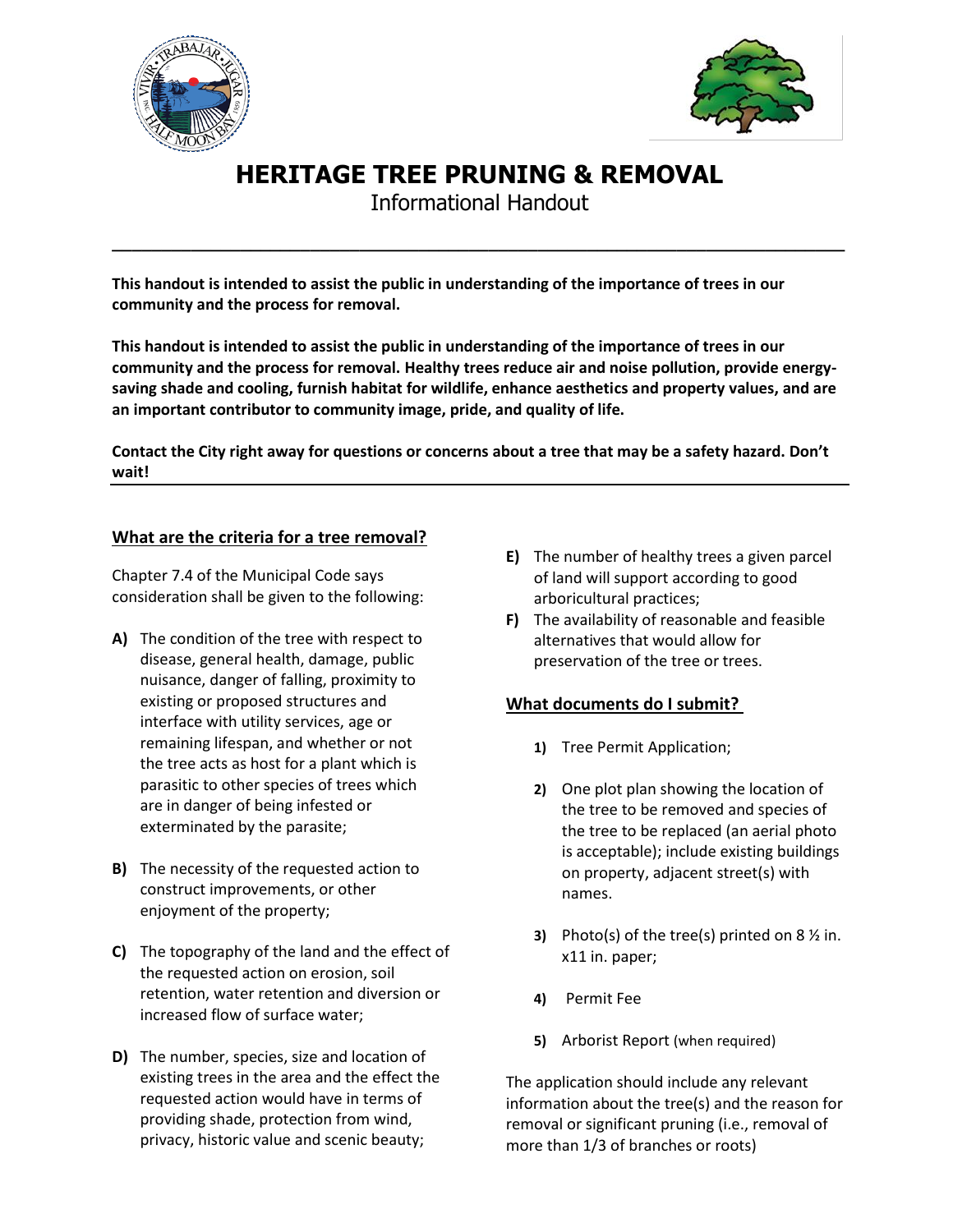# HERITAGE TREE PRUNING & REMOVAL

Informational Handout

---

**This handout is intended to assist the public in understanding of the importance of trees in our community and the process for removal.**

**This handout is intended to assist the public in understanding of the importance of trees in our community and the process for removal. Healthy trees reduce air and noise pollution, provide energy-saving shade and cooling, furnish habitat for wildlife, enhance aesthetics and property values, and are an important contributor to community image, pride, and quality of life.**

**Contact the City right away for questions or concerns about a tree that may be a safety hazard. Don't wait!**

## What are the criteria for a tree removal?

Chapter 7.4 of the Municipal Code says consideration shall be given to the following:

- **A)** The condition of the tree with respect to disease, general health, damage, public nuisance, danger of falling, proximity to existing or proposed structures and interface with utility services, age or remaining lifespan, and whether or not the tree acts as host for a plant which is parasitic to other species of trees which are in danger of being infested or exterminated by the parasite;
- **B)** The necessity of the requested action to construct improvements, or other enjoyment of the property;
- **C)** The topography of the land and the effect of the requested action on erosion, soil retention, water retention and diversion or increased flow of surface water;
- **D)** The number, species, size and location of existing trees in the area and the effect the requested action would have in terms of providing shade, protection from wind, privacy, historic value and scenic beauty;
- **E)** The number of healthy trees a given parcel of land will support according to good arboricultural practices;
- **F)** The availability of reasonable and feasible alternatives that would allow for preservation of the tree or trees.

## What documents do I submit?

1) Tree Permit Application;
2) One plot plan showing the location of the tree to be removed and species of the tree to be replaced (an aerial photo is acceptable); include existing buildings on property, adjacent street(s) with names.
3) Photo(s) of the tree(s) printed on 8 ½ in. x11 in. paper;
4) Permit Fee
5) Arborist Report (when required)

The application should include any relevant information about the tree(s) and the reason for removal or significant pruning (i.e., removal of more than 1/3 of branches or roots)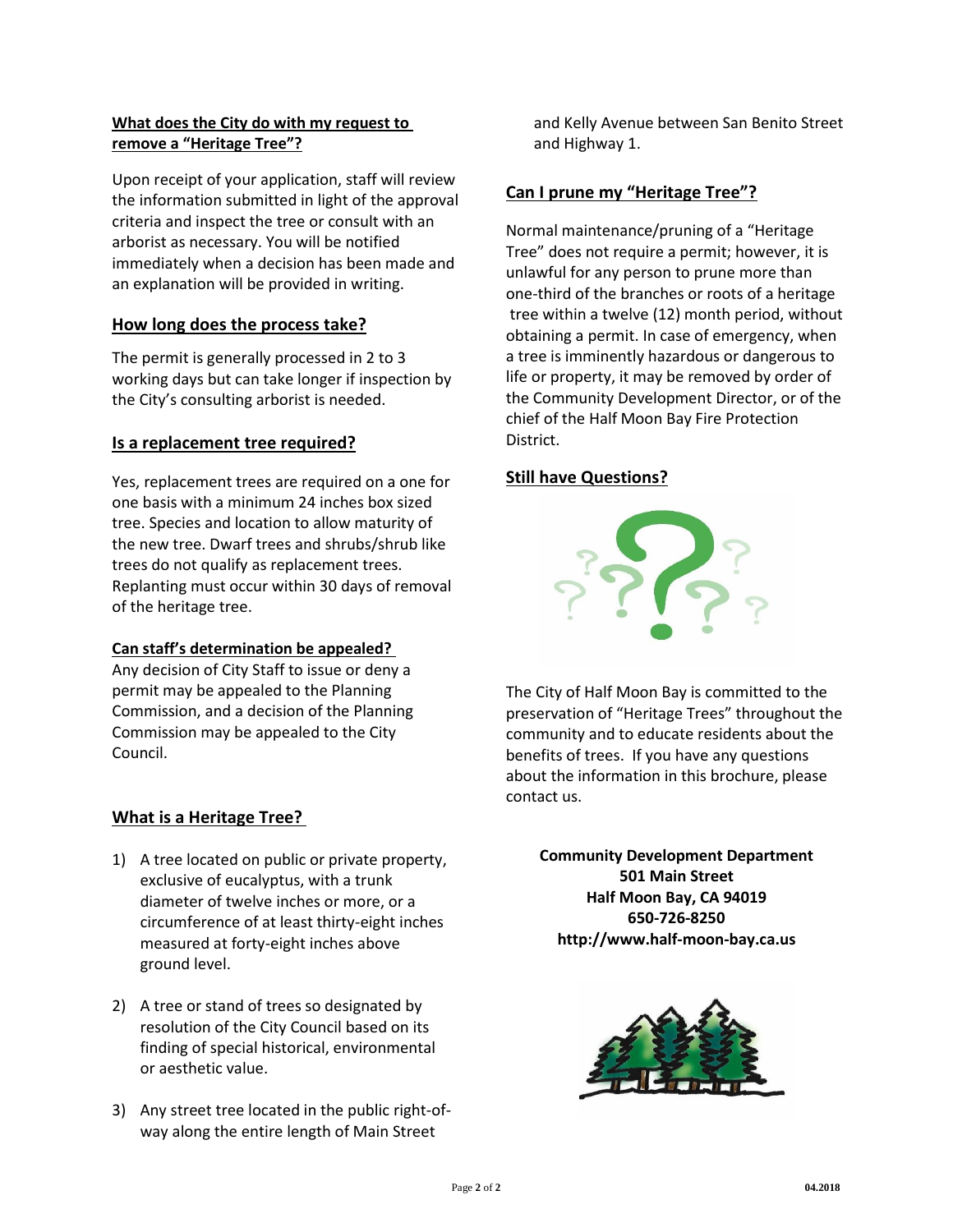## What does the City do with my request to remove a "Heritage Tree"?

Upon receipt of your application, staff will review the information submitted in light of the approval criteria and inspect the tree or consult with an arborist as necessary. You will be notified immediately when a decision has been made and an explanation will be provided in writing.

## How long does the process take?

The permit is generally processed in 2 to 3 working days but can take longer if inspection by the City's consulting arborist is needed.

## Is a replacement tree required?

Yes, replacement trees are required on a one for one basis with a minimum 24 inches box sized tree. Species and location to allow maturity of the new tree. Dwarf trees and shrubs/shrub like trees do not qualify as replacement trees. Replanting must occur within 30 days of removal of the heritage tree.

## Can staff's determination be appealed?

Any decision of City Staff to issue or deny a permit may be appealed to the Planning Commission, and a decision of the Planning Commission may be appealed to the City Council.

## What is a Heritage Tree?

1) A tree located on public or private property, exclusive of eucalyptus, with a trunk diameter of twelve inches or more, or a circumference of at least thirty-eight inches measured at forty-eight inches above ground level.

2) A tree or stand of trees so designated by resolution of the City Council based on its finding of special historical, environmental or aesthetic value.

3) Any street tree located in the public right-of-way along the entire length of Main Street and Kelly Avenue between San Benito Street and Highway 1.

## Can I prune my "Heritage Tree"?

Normal maintenance/pruning of a "Heritage Tree" does not require a permit; however, it is unlawful for any person to prune more than one-third of the branches or roots of a heritage tree within a twelve (12) month period, without obtaining a permit. In case of emergency, when a tree is imminently hazardous or dangerous to life or property, it may be removed by order of the Community Development Director, or of the chief of the Half Moon Bay Fire Protection District.

## Still have Questions?

The City of Half Moon Bay is committed to the preservation of "Heritage Trees" throughout the community and to educate residents about the benefits of trees. If you have any questions about the information in this brochure, please contact us.

**Community Development Department**
**501 Main Street**
**Half Moon Bay, CA 94019**
**650-726-8250**
**http://www.half-moon-bay.ca.us**

**04.2018**